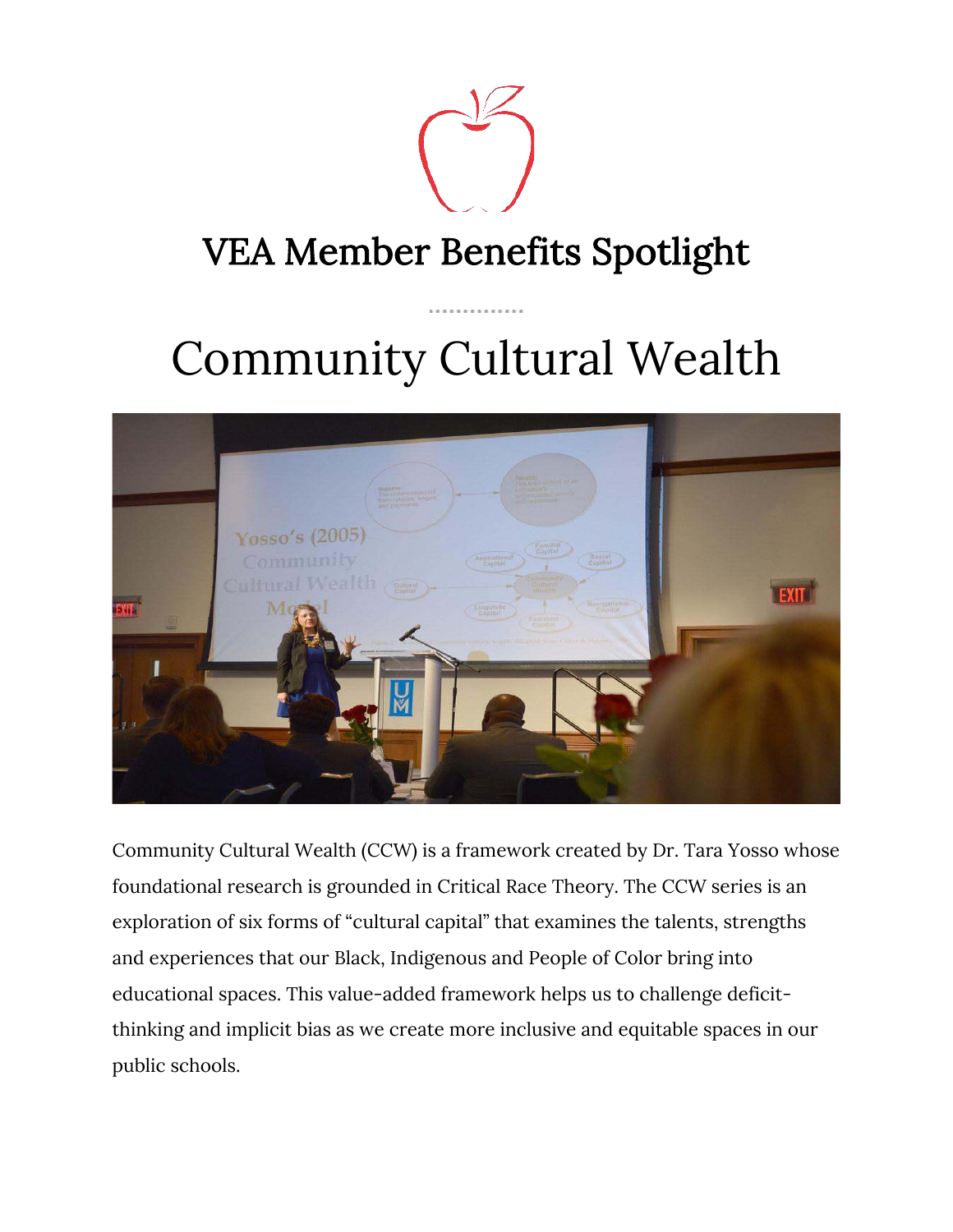# VEA Member Benefits Spotlight

# Community Cultural Wealth

Community Cultural Wealth (CCW) is a framework created by Dr. Tara Yosso whose foundational research is grounded in Critical Race Theory. The CCW series is an exploration of six forms of "cultural capital" that examines the talents, strengths and experiences that our Black, Indigenous and People of Color bring into educational spaces. This value-added framework helps us to challenge deficit-thinking and implicit bias as we create more inclusive and equitable spaces in our public schools.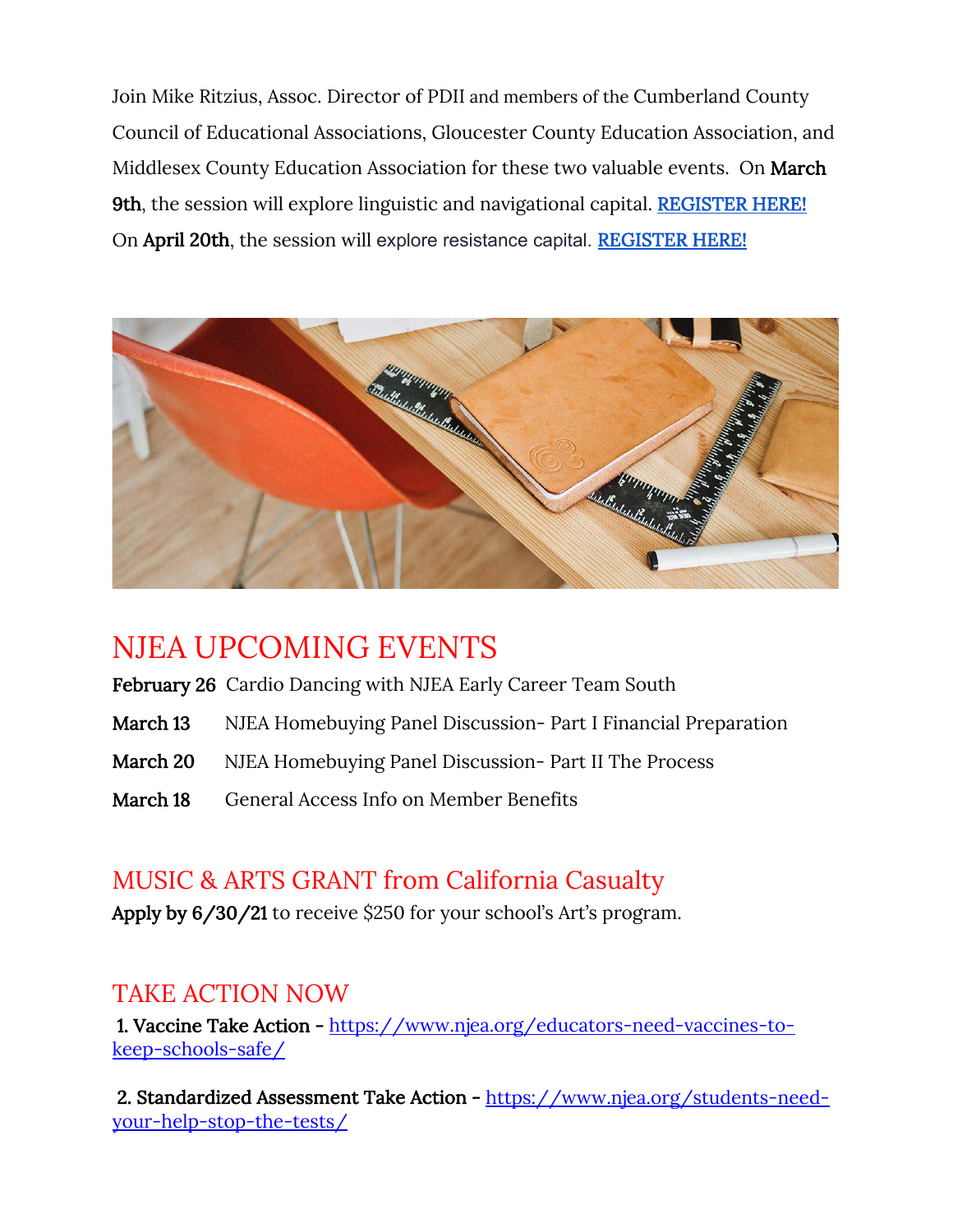Join Mike Ritzius, Assoc. Director of PDII and members of the Cumberland County Council of Educational Associations, Gloucester County Education Association, and Middlesex County Education Association for these two valuable events. On **March 9th**, the session will explore linguistic and navigational capital. [REGISTER HERE!]
On **April 20th**, the session will explore resistance capital. [REGISTER HERE!]

## NJEA UPCOMING EVENTS

**February 26** Cardio Dancing with NJEA Early Career Team South

**March 13** NJEA Homebuying Panel Discussion- Part I Financial Preparation

**March 20** NJEA Homebuying Panel Discussion- Part II The Process

**March 18** General Access Info on Member Benefits

## MUSIC & ARTS GRANT from California Casualty

**Apply by 6/30/21** to receive $250 for your school's Art's program.

## TAKE ACTION NOW

**1. Vaccine Take Action -** https://www.njea.org/educators-need-vaccines-to-keep-schools-safe/

**2. Standardized Assessment Take Action -** https://www.njea.org/students-need-your-help-stop-the-tests/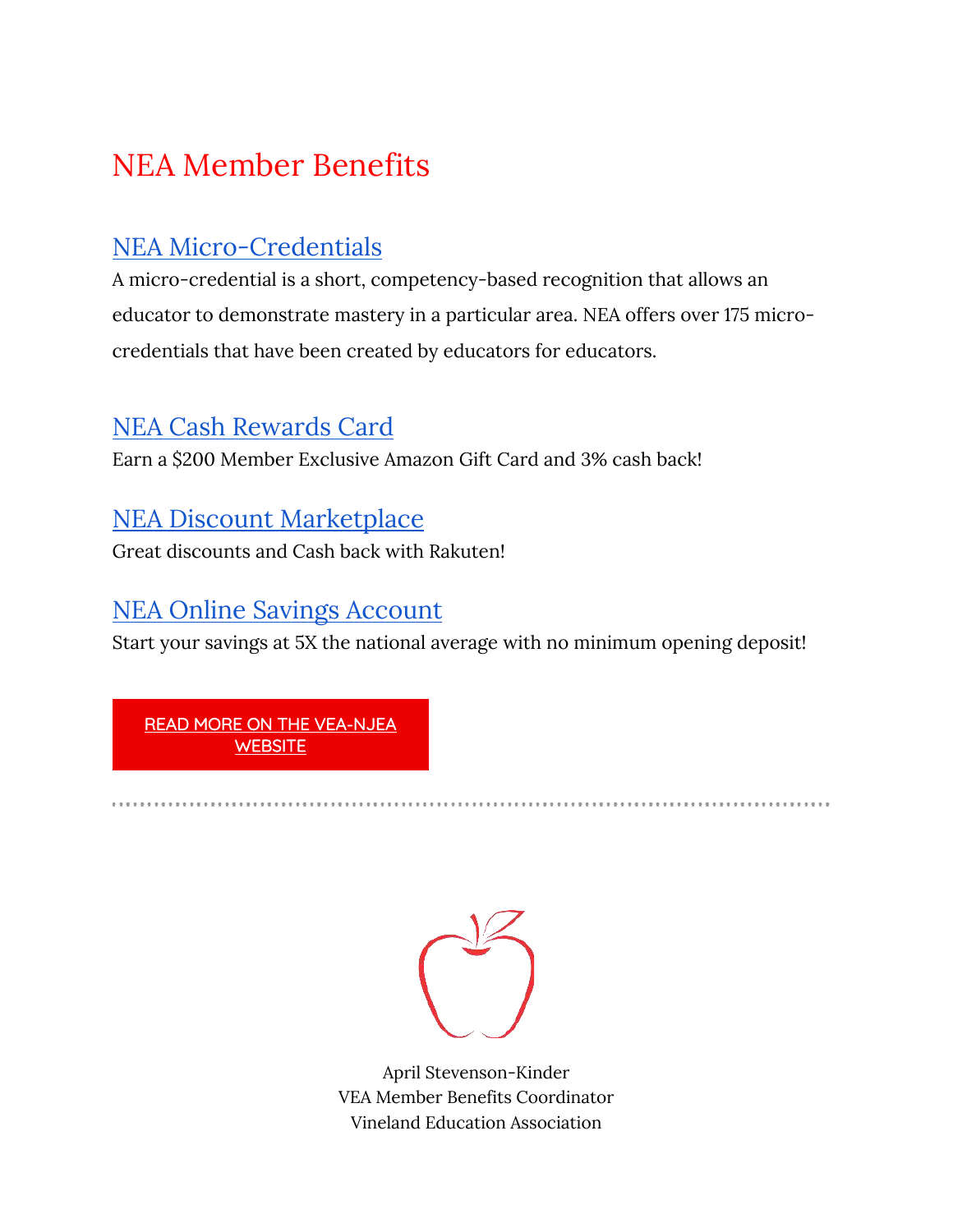# NEA Member Benefits

## NEA Micro-Credentials

A micro-credential is a short, competency-based recognition that allows an educator to demonstrate mastery in a particular area. NEA offers over 175 micro-credentials that have been created by educators for educators.

## NEA Cash Rewards Card

Earn a $200 Member Exclusive Amazon Gift Card and 3% cash back!

## NEA Discount Marketplace

Great discounts and Cash back with Rakuten!

## NEA Online Savings Account

Start your savings at 5X the national average with no minimum opening deposit!

READ MORE ON THE VEA-NJEA WEBSITE

---

April Stevenson-Kinder
VEA Member Benefits Coordinator
Vineland Education Association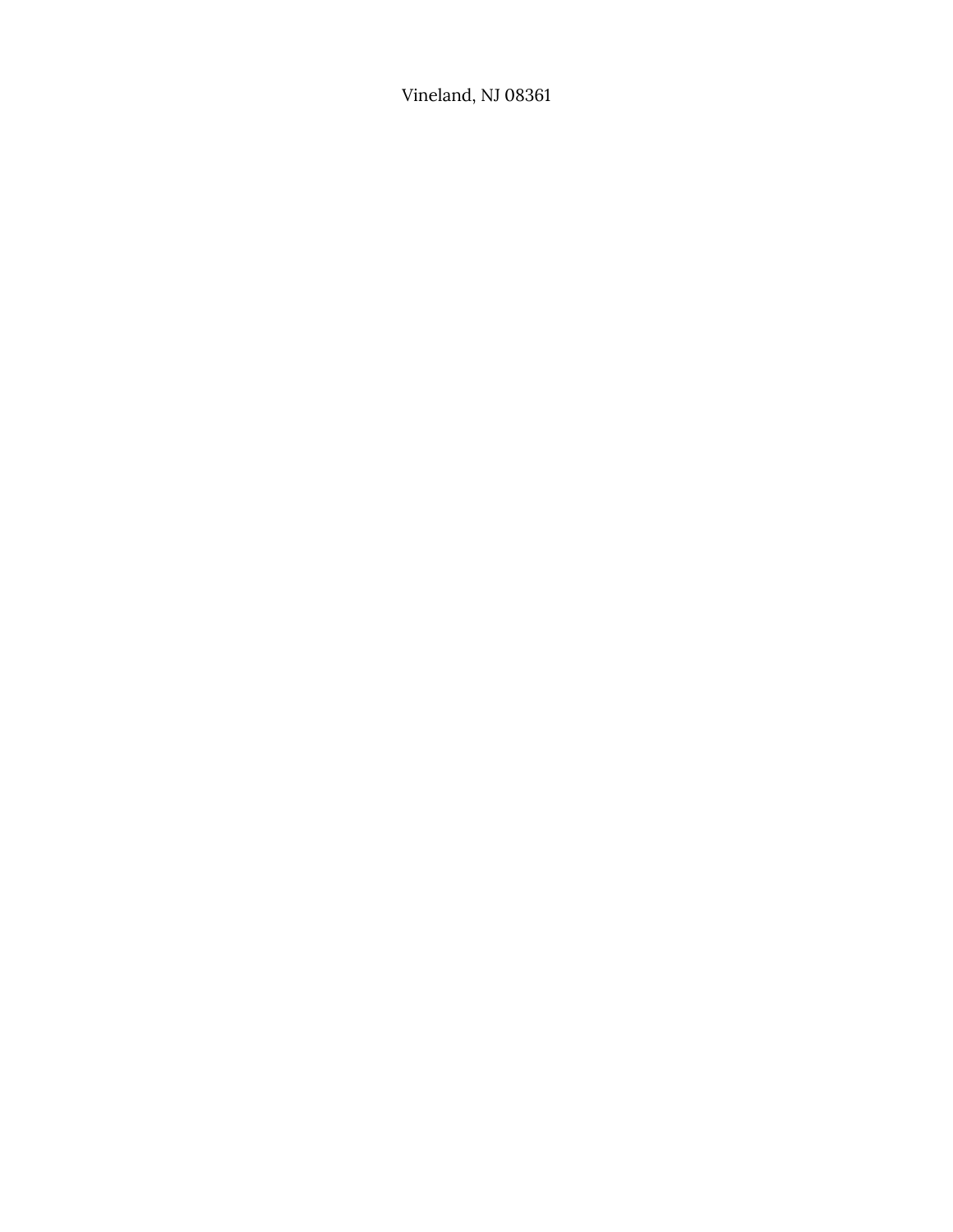Vineland, NJ 08361